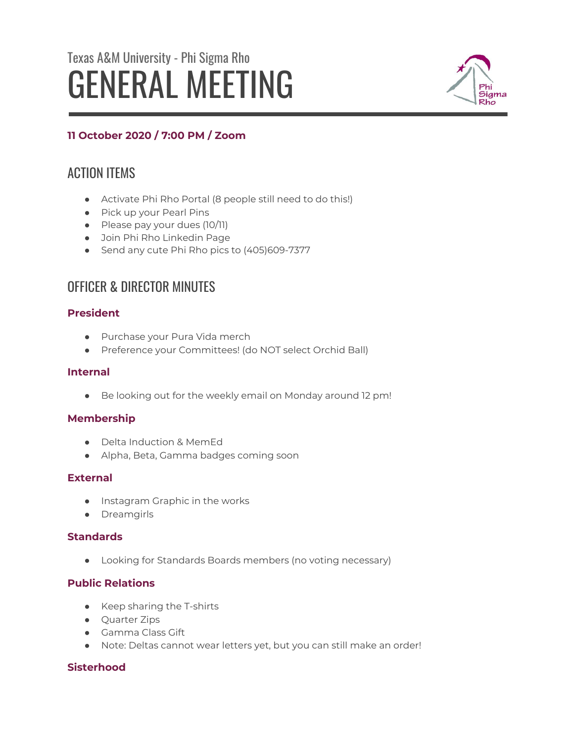Texas A&M University - Phi Sigma Rho

# GENERAL MEETING

**11 October 2020 / 7:00 PM / Zoom**

## ACTION ITEMS

- Activate Phi Rho Portal (8 people still need to do this!)
- Pick up your Pearl Pins
- Please pay your dues (10/11)
- Join Phi Rho Linkedin Page
- Send any cute Phi Rho pics to (405)609-7377

## OFFICER & DIRECTOR MINUTES

### President

- Purchase your Pura Vida merch
- Preference your Committees! (do NOT select Orchid Ball)

### Internal

- Be looking out for the weekly email on Monday around 12 pm!

### Membership

- Delta Induction & MemEd
- Alpha, Beta, Gamma badges coming soon

### External

- Instagram Graphic in the works
- Dreamgirls

### Standards

- Looking for Standards Boards members (no voting necessary)

### Public Relations

- Keep sharing the T-shirts
- Quarter Zips
- Gamma Class Gift
- Note: Deltas cannot wear letters yet, but you can still make an order!

### Sisterhood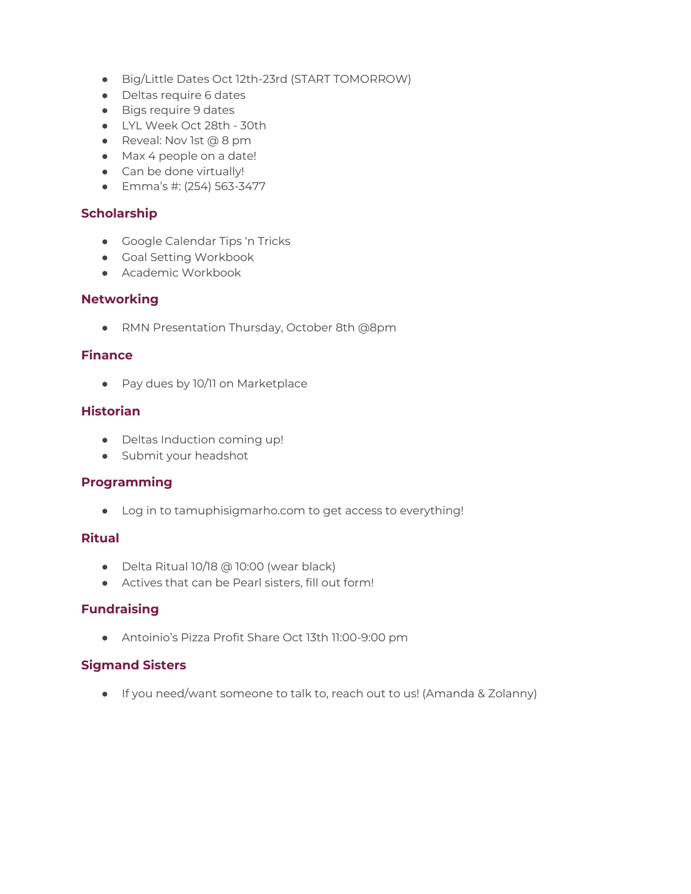- Big/Little Dates Oct 12th-23rd (START TOMORROW)
- Deltas require 6 dates
- Bigs require 9 dates
- LYL Week Oct 28th - 30th
- Reveal: Nov 1st @ 8 pm
- Max 4 people on a date!
- Can be done virtually!
- Emma's #: (254) 563-3477

### Scholarship

- Google Calendar Tips 'n Tricks
- Goal Setting Workbook
- Academic Workbook

### Networking

- RMN Presentation Thursday, October 8th @8pm

### Finance

- Pay dues by 10/11 on Marketplace

### Historian

- Deltas Induction coming up!
- Submit your headshot

### Programming

- Log in to tamuphisigmarho.com to get access to everything!

### Ritual

- Delta Ritual 10/18 @ 10:00 (wear black)
- Actives that can be Pearl sisters, fill out form!

### Fundraising

- Antoinio's Pizza Profit Share Oct 13th 11:00-9:00 pm

### Sigmand Sisters

- If you need/want someone to talk to, reach out to us! (Amanda & Zolanny)